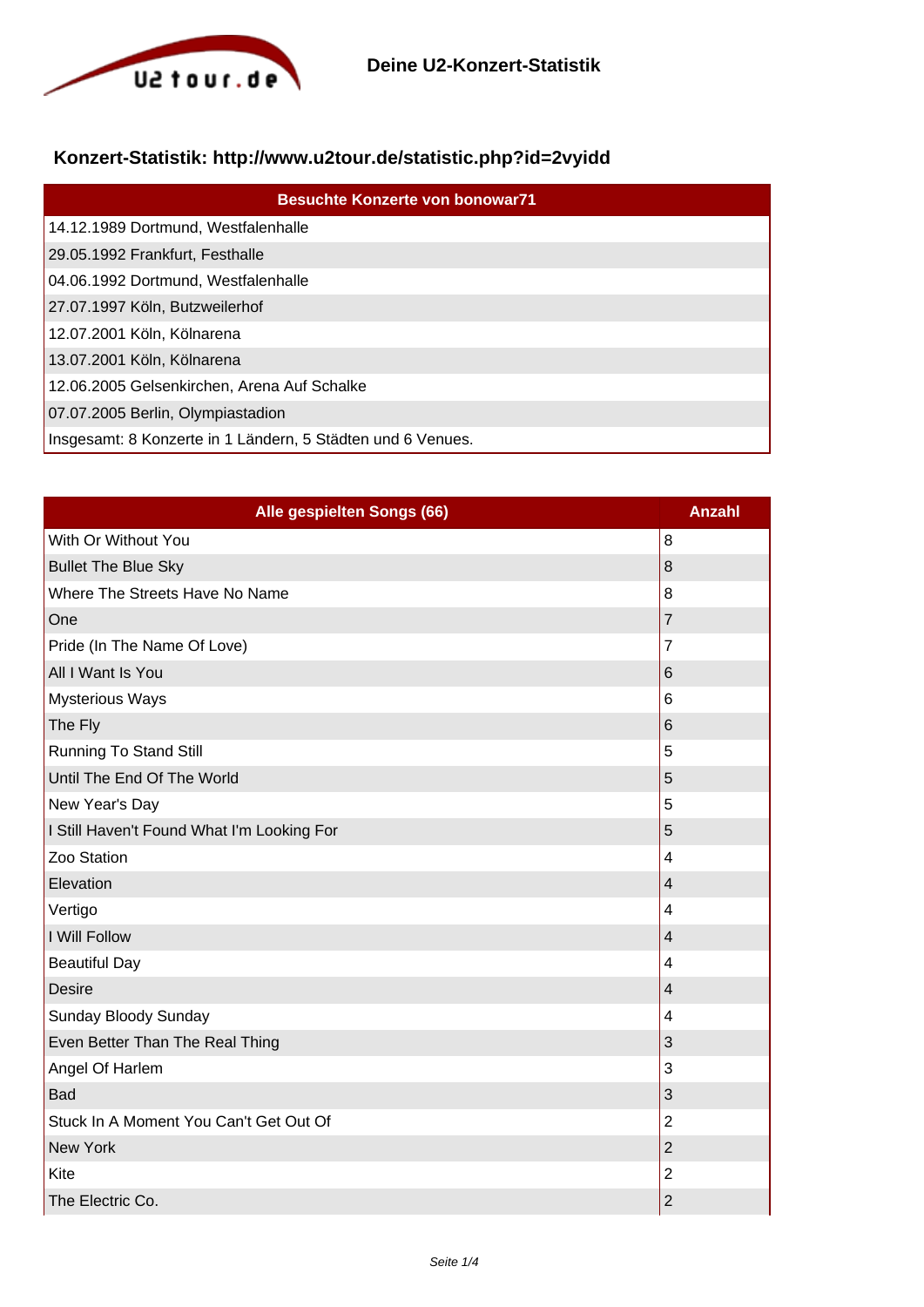# Deine U2-Konzert-Statistik

## Konzert-Statistik: http://www.u2tour.de/statistic.php?id=2vyidd

| Besuchte Konzerte von bonowar71 |
|---|
| 14.12.1989 Dortmund, Westfalenhalle |
| 29.05.1992 Frankfurt, Festhalle |
| 04.06.1992 Dortmund, Westfalenhalle |
| 27.07.1997 Köln, Butzweilerhof |
| 12.07.2001 Köln, Kölnarena |
| 13.07.2001 Köln, Kölnarena |
| 12.06.2005 Gelsenkirchen, Arena Auf Schalke |
| 07.07.2005 Berlin, Olympiastadion |
| Insgesamt: 8 Konzerte in 1 Ländern, 5 Städten und 6 Venues. |

| Alle gespielten Songs (66) | Anzahl |
|---|---|
| With Or Without You | 8 |
| Bullet The Blue Sky | 8 |
| Where The Streets Have No Name | 8 |
| One | 7 |
| Pride (In The Name Of Love) | 7 |
| All I Want Is You | 6 |
| Mysterious Ways | 6 |
| The Fly | 6 |
| Running To Stand Still | 5 |
| Until The End Of The World | 5 |
| New Year's Day | 5 |
| I Still Haven't Found What I'm Looking For | 5 |
| Zoo Station | 4 |
| Elevation | 4 |
| Vertigo | 4 |
| I Will Follow | 4 |
| Beautiful Day | 4 |
| Desire | 4 |
| Sunday Bloody Sunday | 4 |
| Even Better Than The Real Thing | 3 |
| Angel Of Harlem | 3 |
| Bad | 3 |
| Stuck In A Moment You Can't Get Out Of | 2 |
| New York | 2 |
| Kite | 2 |
| The Electric Co. | 2 |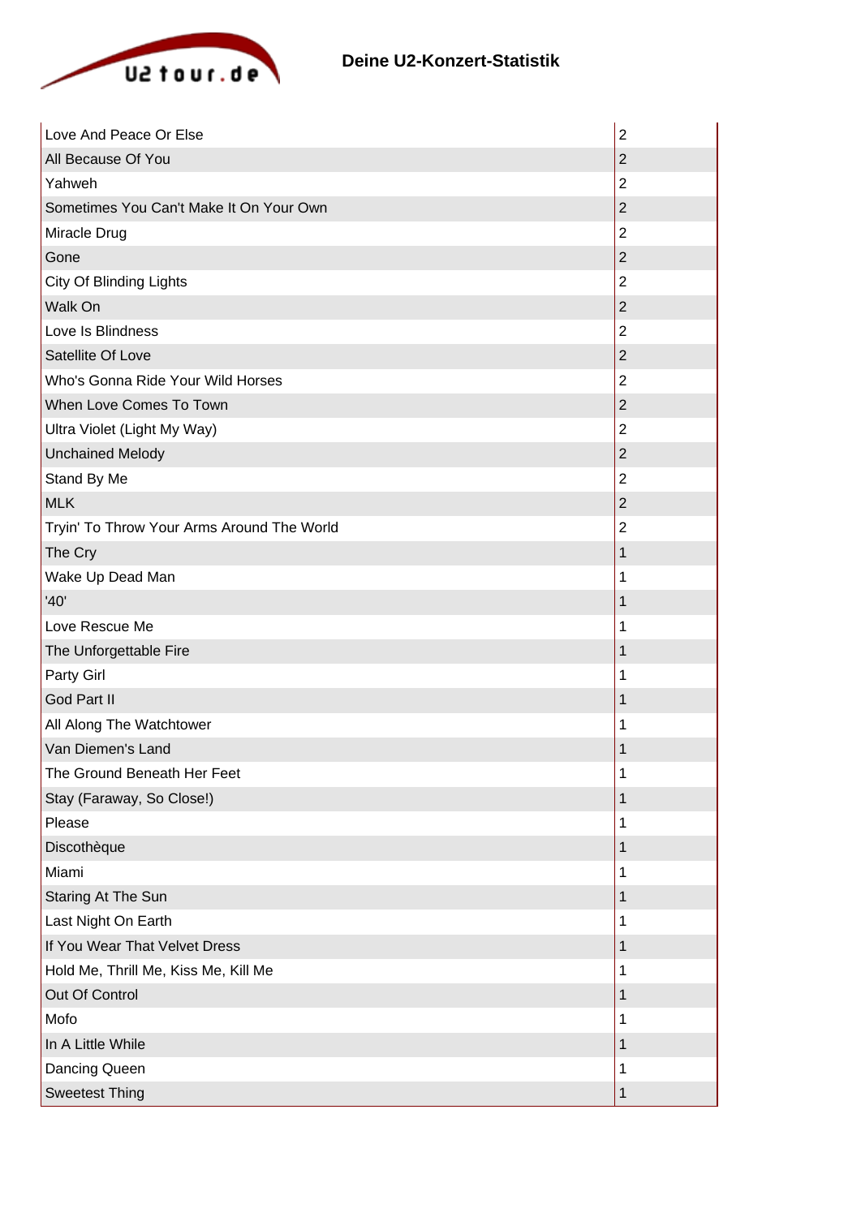| Love And Peace Or Else | 2 |
| --- | --- |
| All Because Of You | 2 |
| Yahweh | 2 |
| Sometimes You Can't Make It On Your Own | 2 |
| Miracle Drug | 2 |
| Gone | 2 |
| City Of Blinding Lights | 2 |
| Walk On | 2 |
| Love Is Blindness | 2 |
| Satellite Of Love | 2 |
| Who's Gonna Ride Your Wild Horses | 2 |
| When Love Comes To Town | 2 |
| Ultra Violet (Light My Way) | 2 |
| Unchained Melody | 2 |
| Stand By Me | 2 |
| MLK | 2 |
| Tryin' To Throw Your Arms Around The World | 2 |
| The Cry | 1 |
| Wake Up Dead Man | 1 |
| '40' | 1 |
| Love Rescue Me | 1 |
| The Unforgettable Fire | 1 |
| Party Girl | 1 |
| God Part II | 1 |
| All Along The Watchtower | 1 |
| Van Diemen's Land | 1 |
| The Ground Beneath Her Feet | 1 |
| Stay (Faraway, So Close!) | 1 |
| Please | 1 |
| Discothèque | 1 |
| Miami | 1 |
| Staring At The Sun | 1 |
| Last Night On Earth | 1 |
| If You Wear That Velvet Dress | 1 |
| Hold Me, Thrill Me, Kiss Me, Kill Me | 1 |
| Out Of Control | 1 |
| Mofo | 1 |
| In A Little While | 1 |
| Dancing Queen | 1 |
| Sweetest Thing | 1 |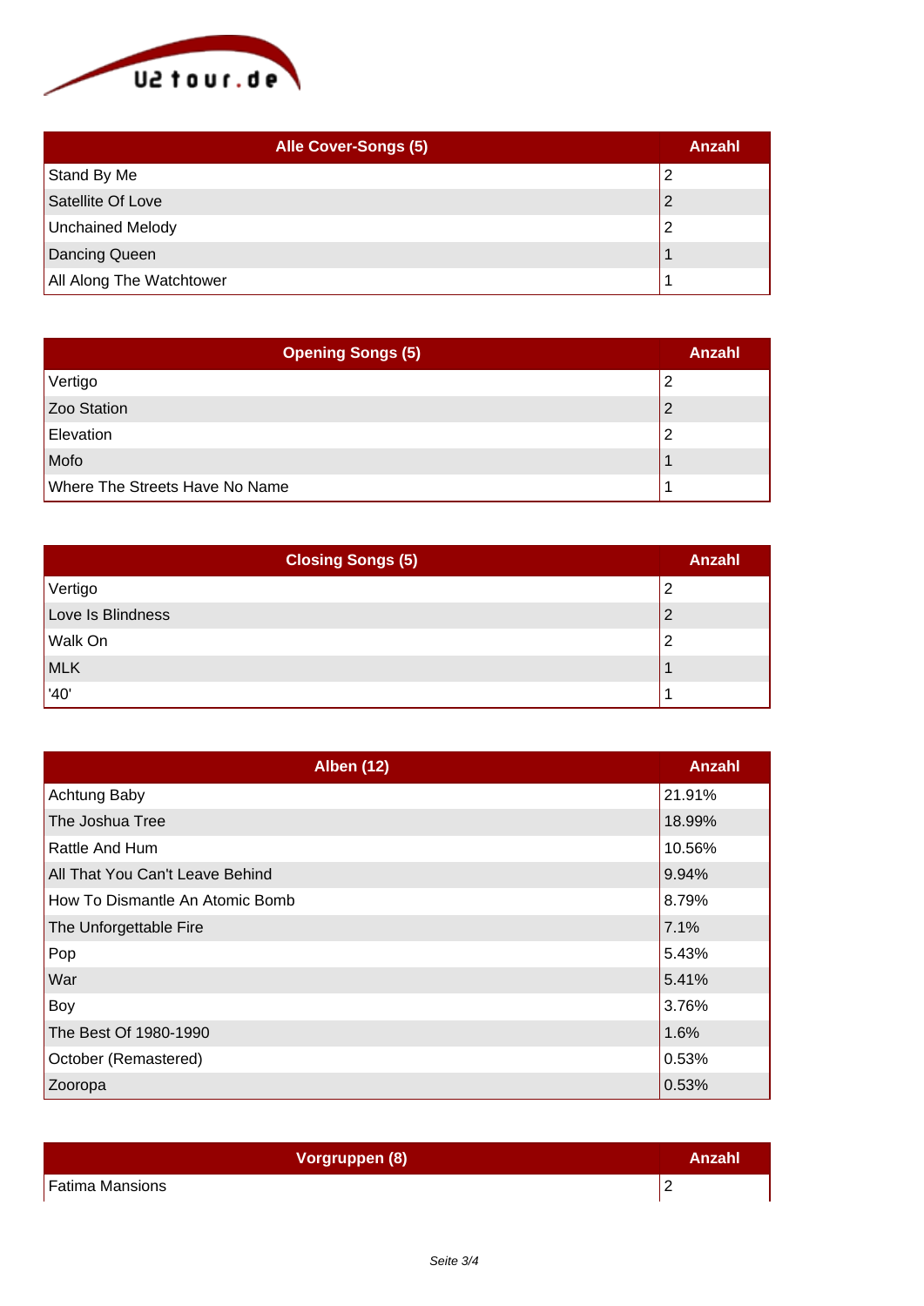| Alle Cover-Songs (5) | Anzahl |
| --- | --- |
| Stand By Me | 2 |
| Satellite Of Love | 2 |
| Unchained Melody | 2 |
| Dancing Queen | 1 |
| All Along The Watchtower | 1 |

| Opening Songs (5) | Anzahl |
| --- | --- |
| Vertigo | 2 |
| Zoo Station | 2 |
| Elevation | 2 |
| Mofo | 1 |
| Where The Streets Have No Name | 1 |

| Closing Songs (5) | Anzahl |
| --- | --- |
| Vertigo | 2 |
| Love Is Blindness | 2 |
| Walk On | 2 |
| MLK | 1 |
| '40' | 1 |

| Alben (12) | Anzahl |
| --- | --- |
| Achtung Baby | 21.91% |
| The Joshua Tree | 18.99% |
| Rattle And Hum | 10.56% |
| All That You Can't Leave Behind | 9.94% |
| How To Dismantle An Atomic Bomb | 8.79% |
| The Unforgettable Fire | 7.1% |
| Pop | 5.43% |
| War | 5.41% |
| Boy | 3.76% |
| The Best Of 1980-1990 | 1.6% |
| October (Remastered) | 0.53% |
| Zooropa | 0.53% |

| Vorgruppen (8) | Anzahl |
| --- | --- |
| Fatima Mansions | 2 |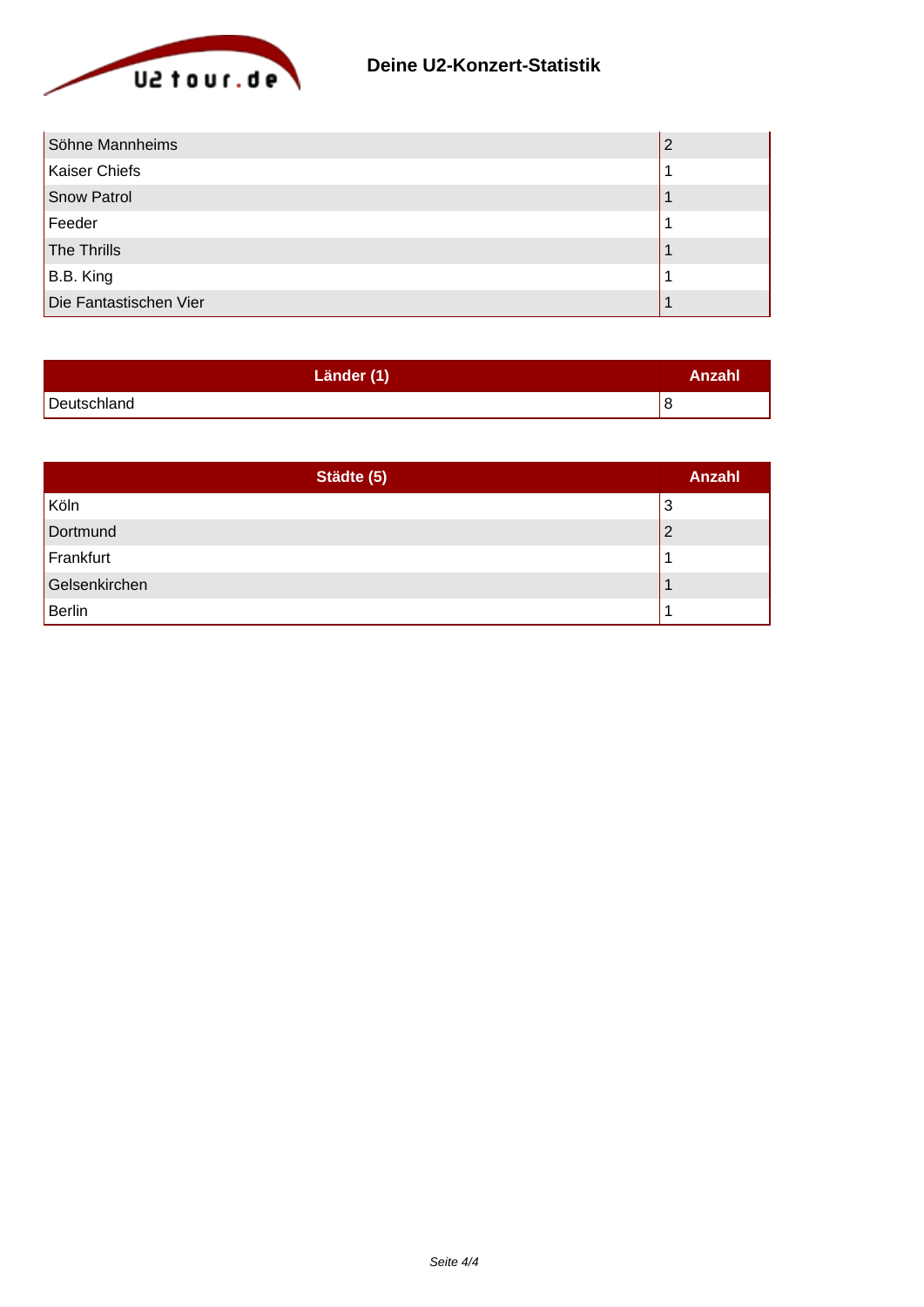## Deine U2-Konzert-Statistik

| | |
|---|---|
| Söhne Mannheims | 2 |
| Kaiser Chiefs | 1 |
| Snow Patrol | 1 |
| Feeder | 1 |
| The Thrills | 1 |
| B.B. King | 1 |
| Die Fantastischen Vier | 1 |

| Länder (1) | Anzahl |
|---|---|
| Deutschland | 8 |

| Städte (5) | Anzahl |
|---|---|
| Köln | 3 |
| Dortmund | 2 |
| Frankfurt | 1 |
| Gelsenkirchen | 1 |
| Berlin | 1 |